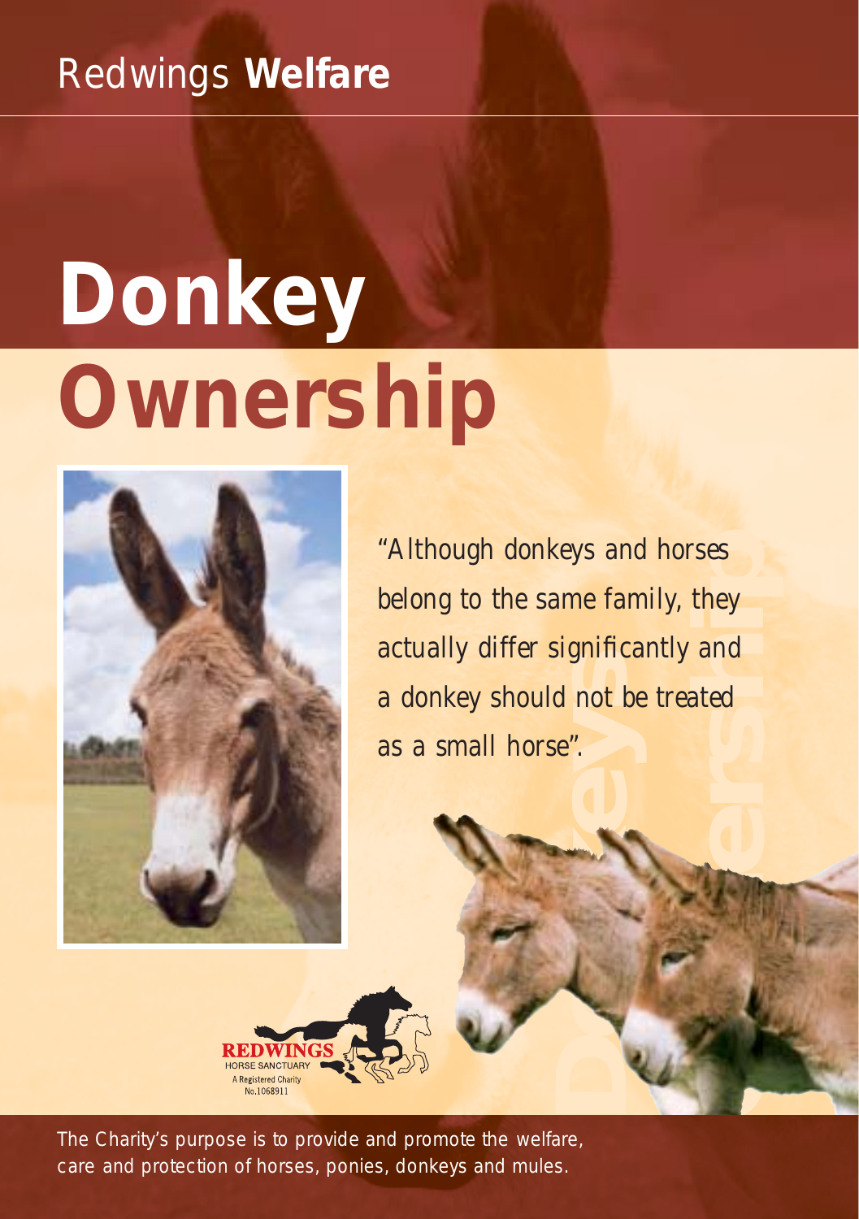Redwings **Welfare**

# Donkey Ownership

*"Although donkeys and horses belong to the same family, they actually differ significantly and a donkey should not be treated as a small horse".*

REDWINGS HORSE SANCTUARY
A Registered Charity No.1068911

The Charity's purpose is to provide and promote the welfare, care and protection of horses, ponies, donkeys and mules.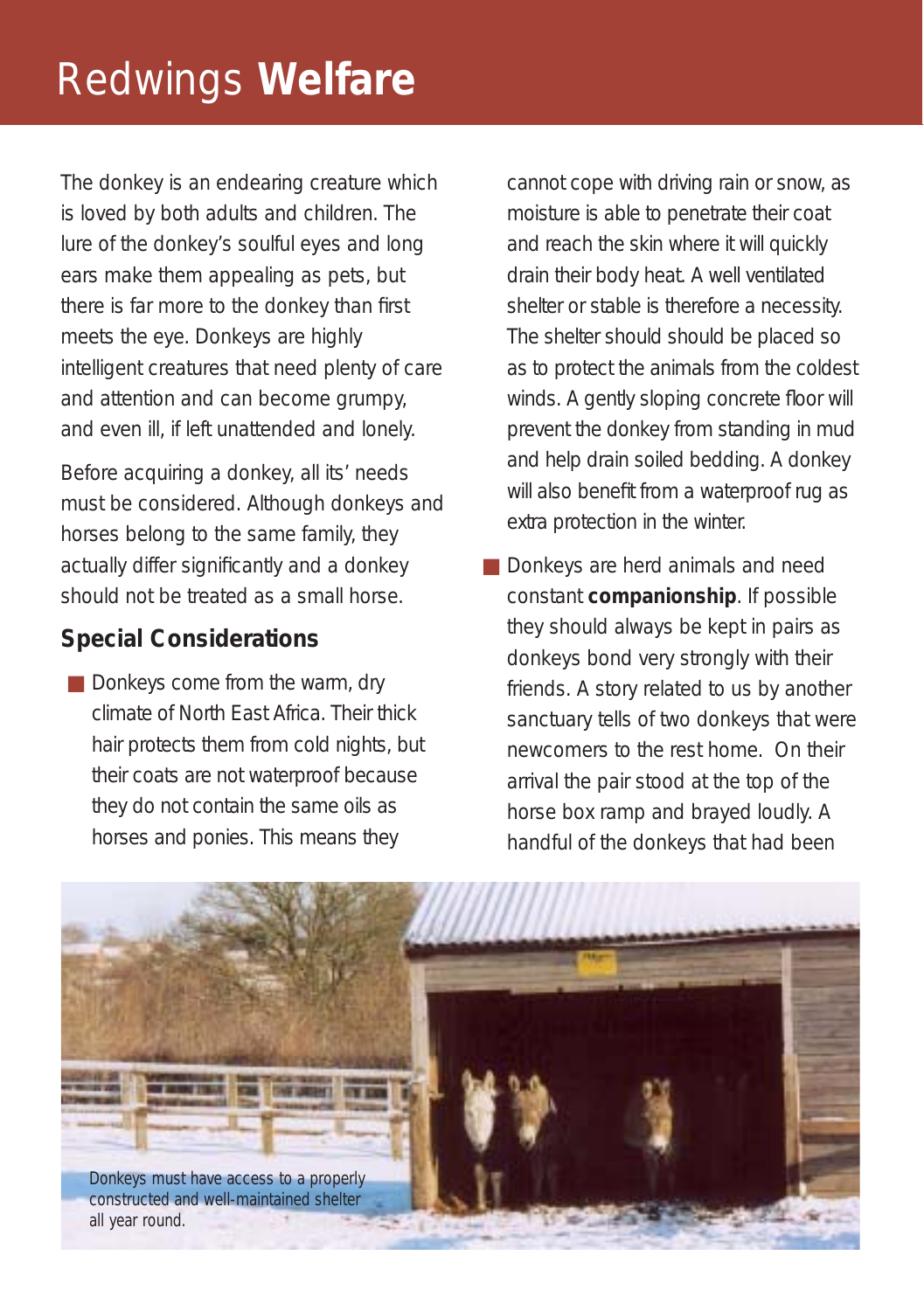# Redwings **Welfare**

The donkey is an endearing creature which is loved by both adults and children. The lure of the donkey's soulful eyes and long ears make them appealing as pets, but there is far more to the donkey than first meets the eye. Donkeys are highly intelligent creatures that need plenty of care and attention and can become grumpy, and even ill, if left unattended and lonely.

Before acquiring a donkey, all its' needs must be considered. Although donkeys and horses belong to the same family, they actually differ significantly and a donkey should not be treated as a small horse.

## Special Considerations

- Donkeys come from the warm, dry climate of North East Africa. Their thick hair protects them from cold nights, but their coats are not waterproof because they do not contain the same oils as horses and ponies. This means they cannot cope with driving rain or snow, as moisture is able to penetrate their coat and reach the skin where it will quickly drain their body heat. A well ventilated shelter or stable is therefore a necessity. The shelter should should be placed so as to protect the animals from the coldest winds. A gently sloping concrete floor will prevent the donkey from standing in mud and help drain soiled bedding. A donkey will also benefit from a waterproof rug as extra protection in the winter.
- Donkeys are herd animals and need constant **companionship**. If possible they should always be kept in pairs as donkeys bond very strongly with their friends. A story related to us by another sanctuary tells of two donkeys that were newcomers to the rest home. On their arrival the pair stood at the top of the horse box ramp and brayed loudly. A handful of the donkeys that had been

Donkeys must have access to a properly constructed and well-maintained shelter all year round.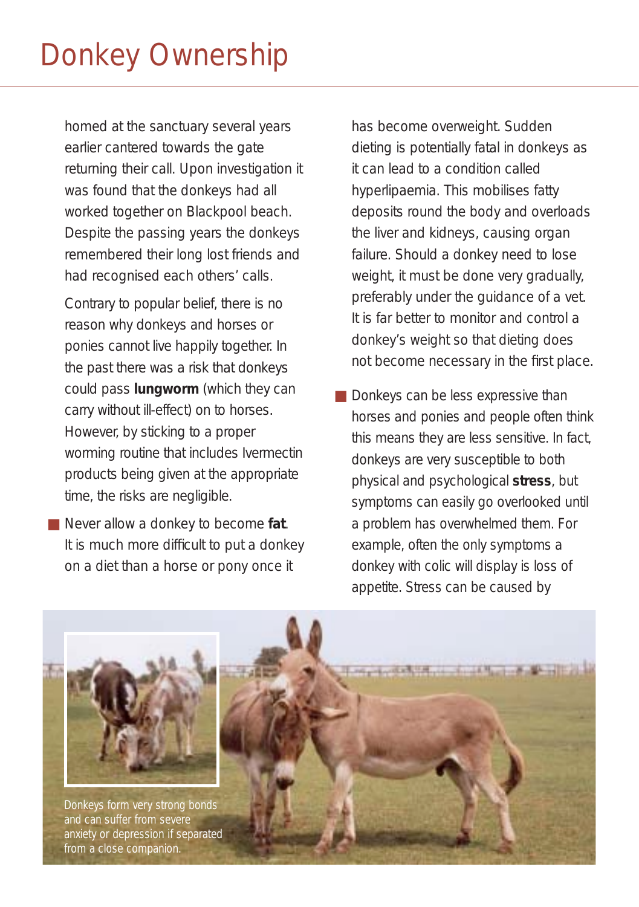homed at the sanctuary several years earlier cantered towards the gate returning their call. Upon investigation it was found that the donkeys had all worked together on Blackpool beach. Despite the passing years the donkeys remembered their long lost friends and had recognised each others' calls.

Contrary to popular belief, there is no reason why donkeys and horses or ponies cannot live happily together. In the past there was a risk that donkeys could pass **lungworm** (which they can carry without ill-effect) on to horses. However, by sticking to a proper worming routine that includes Ivermectin products being given at the appropriate time, the risks are negligible.

- Never allow a donkey to become **fat**. It is much more difficult to put a donkey on a diet than a horse or pony once it has become overweight. Sudden dieting is potentially fatal in donkeys as it can lead to a condition called hyperlipaemia. This mobilises fatty deposits round the body and overloads the liver and kidneys, causing organ failure. Should a donkey need to lose weight, it must be done very gradually, preferably under the guidance of a vet. It is far better to monitor and control a donkey's weight so that dieting does not become necessary in the first place.

- Donkeys can be less expressive than horses and ponies and people often think this means they are less sensitive. In fact, donkeys are very susceptible to both physical and psychological **stress**, but symptoms can easily go overlooked until a problem has overwhelmed them. For example, often the only symptoms a donkey with colic will display is loss of appetite. Stress can be caused by

Donkeys form very strong bonds and can suffer from severe anxiety or depression if separated from a close companion.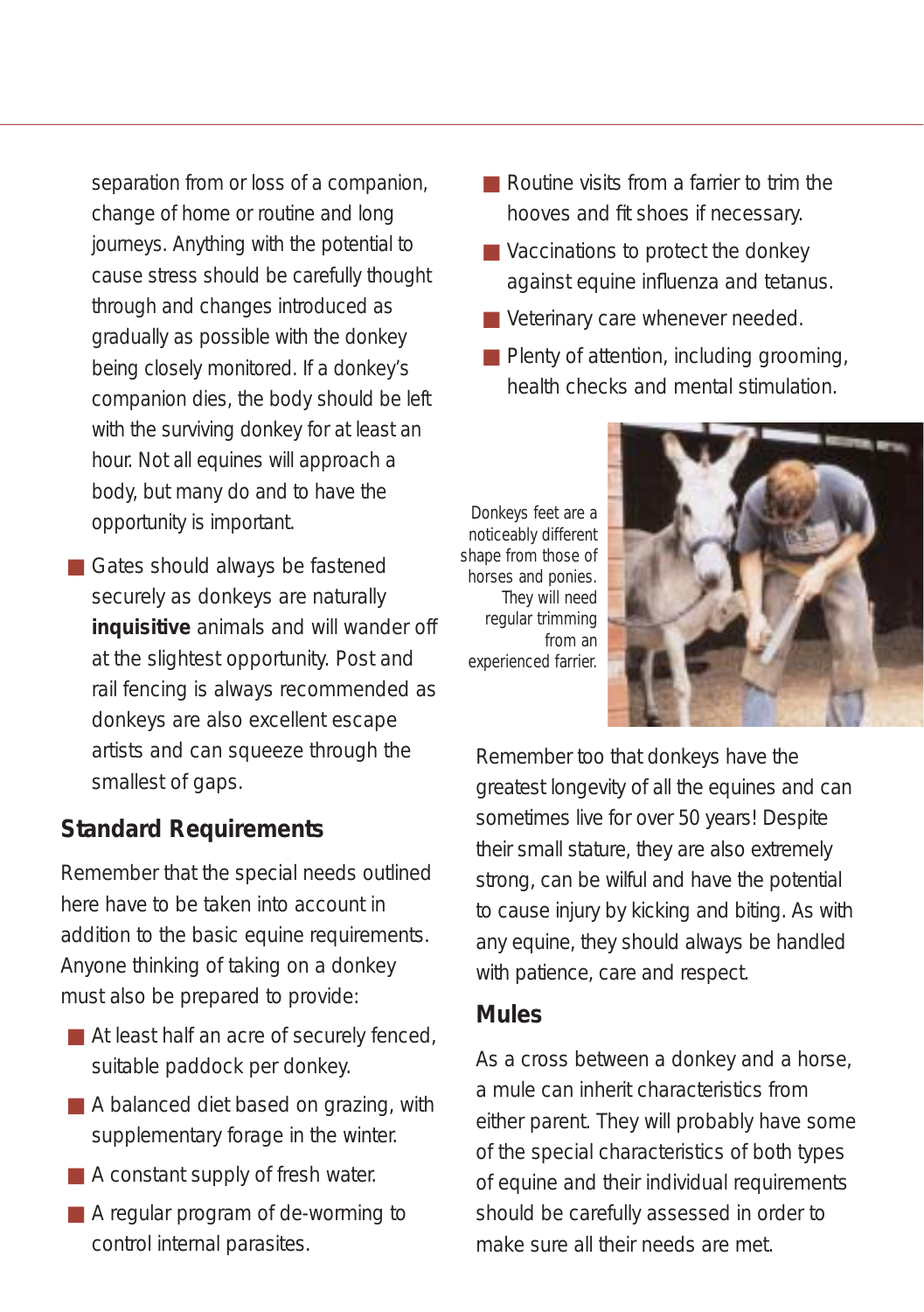separation from or loss of a companion, change of home or routine and long journeys. Anything with the potential to cause stress should be carefully thought through and changes introduced as gradually as possible with the donkey being closely monitored. If a donkey's companion dies, the body should be left with the surviving donkey for at least an hour. Not all equines will approach a body, but many do and to have the opportunity is important.

- Gates should always be fastened securely as donkeys are naturally **inquisitive** animals and will wander off at the slightest opportunity. Post and rail fencing is always recommended as donkeys are also excellent escape artists and can squeeze through the smallest of gaps.

## Standard Requirements

Remember that the special needs outlined here have to be taken into account in addition to the basic equine requirements. Anyone thinking of taking on a donkey must also be prepared to provide:

- At least half an acre of securely fenced, suitable paddock per donkey.
- A balanced diet based on grazing, with supplementary forage in the winter.
- A constant supply of fresh water.
- A regular program of de-worming to control internal parasites.
- Routine visits from a farrier to trim the hooves and fit shoes if necessary.
- Vaccinations to protect the donkey against equine influenza and tetanus.
- Veterinary care whenever needed.
- Plenty of attention, including grooming, health checks and mental stimulation.

Donkeys feet are a noticeably different shape from those of horses and ponies. They will need regular trimming from an experienced farrier.

Remember too that donkeys have the greatest longevity of all the equines and can sometimes live for over 50 years! Despite their small stature, they are also extremely strong, can be wilful and have the potential to cause injury by kicking and biting. As with any equine, they should always be handled with patience, care and respect.

## Mules

As a cross between a donkey and a horse, a mule can inherit characteristics from either parent. They will probably have some of the special characteristics of both types of equine and their individual requirements should be carefully assessed in order to make sure all their needs are met.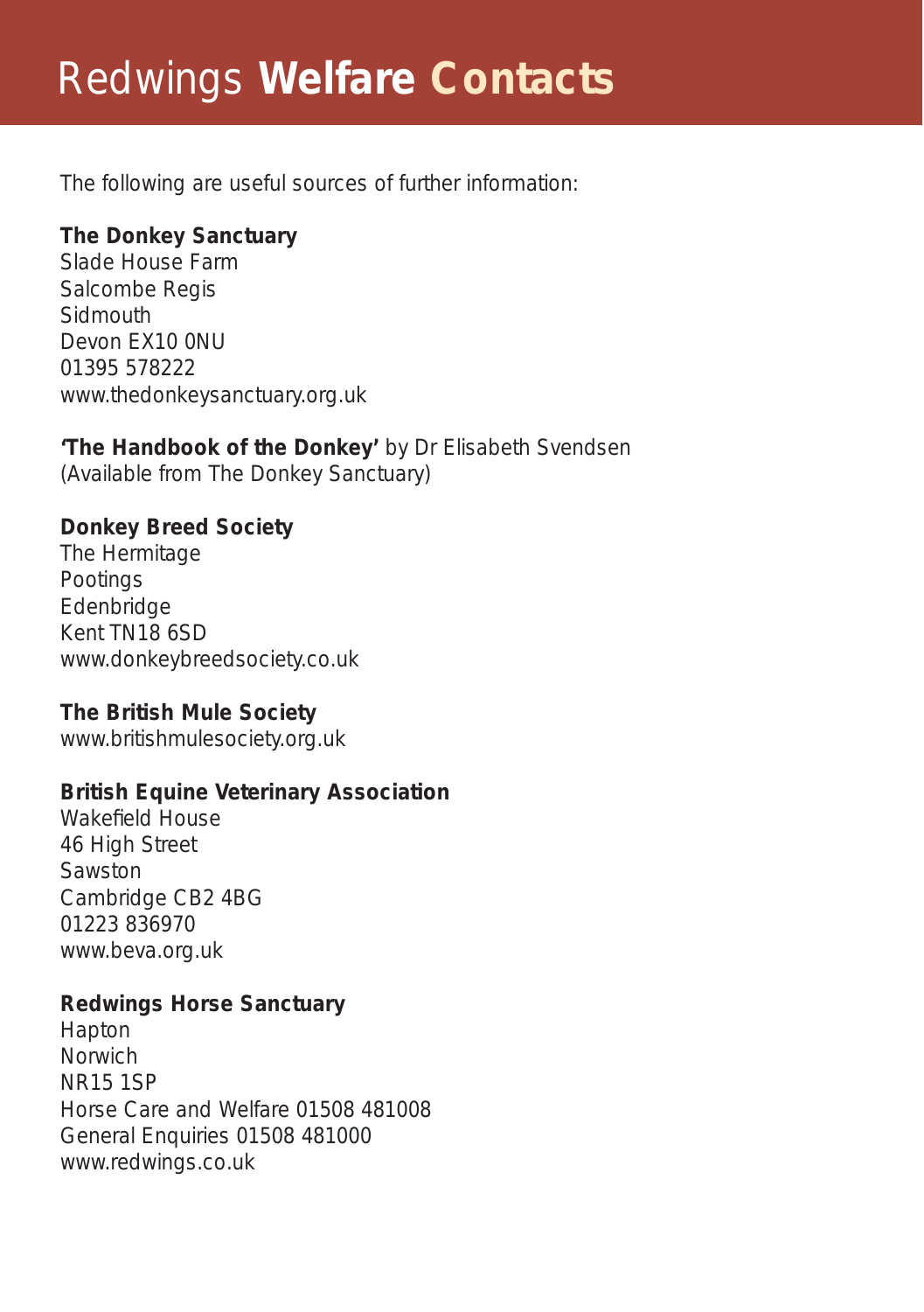# Redwings **Welfare Contacts**

The following are useful sources of further information:

**The Donkey Sanctuary**
Slade House Farm
Salcombe Regis
Sidmouth
Devon EX10 0NU
01395 578222
www.thedonkeysanctuary.org.uk

**'The Handbook of the Donkey'** by Dr Elisabeth Svendsen
(Available from The Donkey Sanctuary)

**Donkey Breed Society**
The Hermitage
Pootings
Edenbridge
Kent TN18 6SD
www.donkeybreedsociety.co.uk

**The British Mule Society**
www.britishmulesociety.org.uk

**British Equine Veterinary Association**
Wakefield House
46 High Street
Sawston
Cambridge CB2 4BG
01223 836970
www.beva.org.uk

**Redwings Horse Sanctuary**
Hapton
Norwich
NR15 1SP
Horse Care and Welfare 01508 481008
General Enquiries 01508 481000
www.redwings.co.uk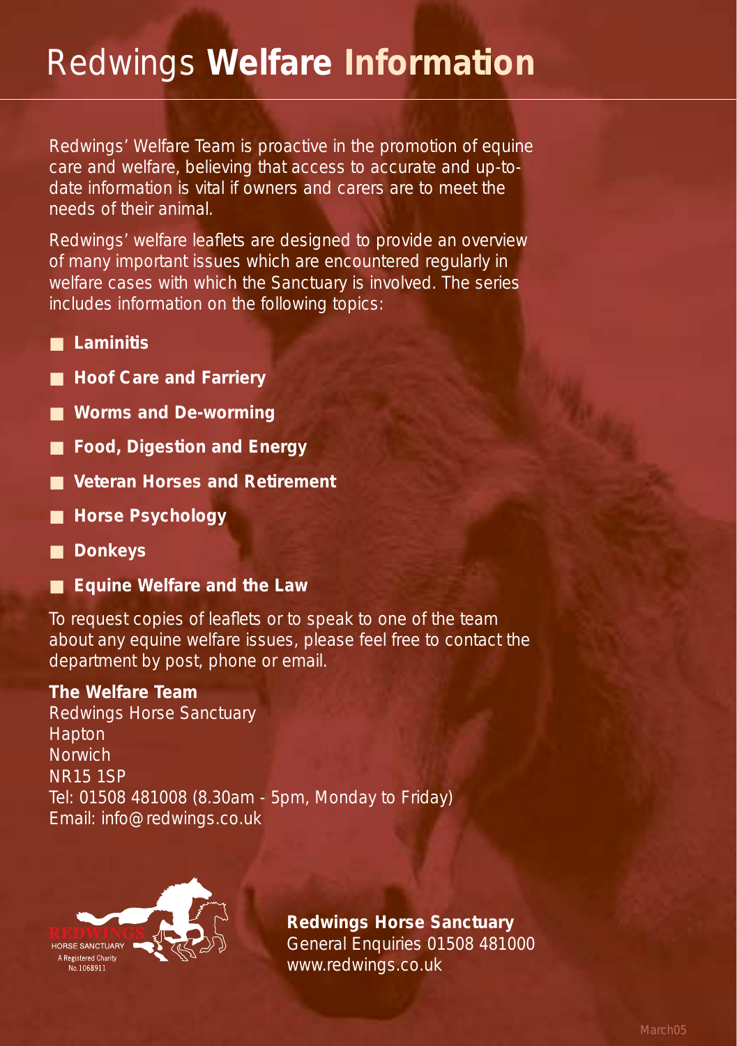# Redwings **Welfare Information**

Redwings' Welfare Team is proactive in the promotion of equine care and welfare, believing that access to accurate and up-to-date information is vital if owners and carers are to meet the needs of their animal.

Redwings' welfare leaflets are designed to provide an overview of many important issues which are encountered regularly in welfare cases with which the Sanctuary is involved. The series includes information on the following topics:

- **Laminitis**
- **Hoof Care and Farriery**
- **Worms and De-worming**
- **Food, Digestion and Energy**
- **Veteran Horses and Retirement**
- **Horse Psychology**
- **Donkeys**
- **Equine Welfare and the Law**

To request copies of leaflets or to speak to one of the team about any equine welfare issues, please feel free to contact the department by post, phone or email.

**The Welfare Team**
Redwings Horse Sanctuary
Hapton
Norwich
NR15 1SP
Tel: 01508 481008 (8.30am - 5pm, Monday to Friday)
Email: info@redwings.co.uk

REDWINGS HORSE SANCTUARY
A Registered Charity
No.1068911

**Redwings Horse Sanctuary**
General Enquiries 01508 481000
www.redwings.co.uk

March05